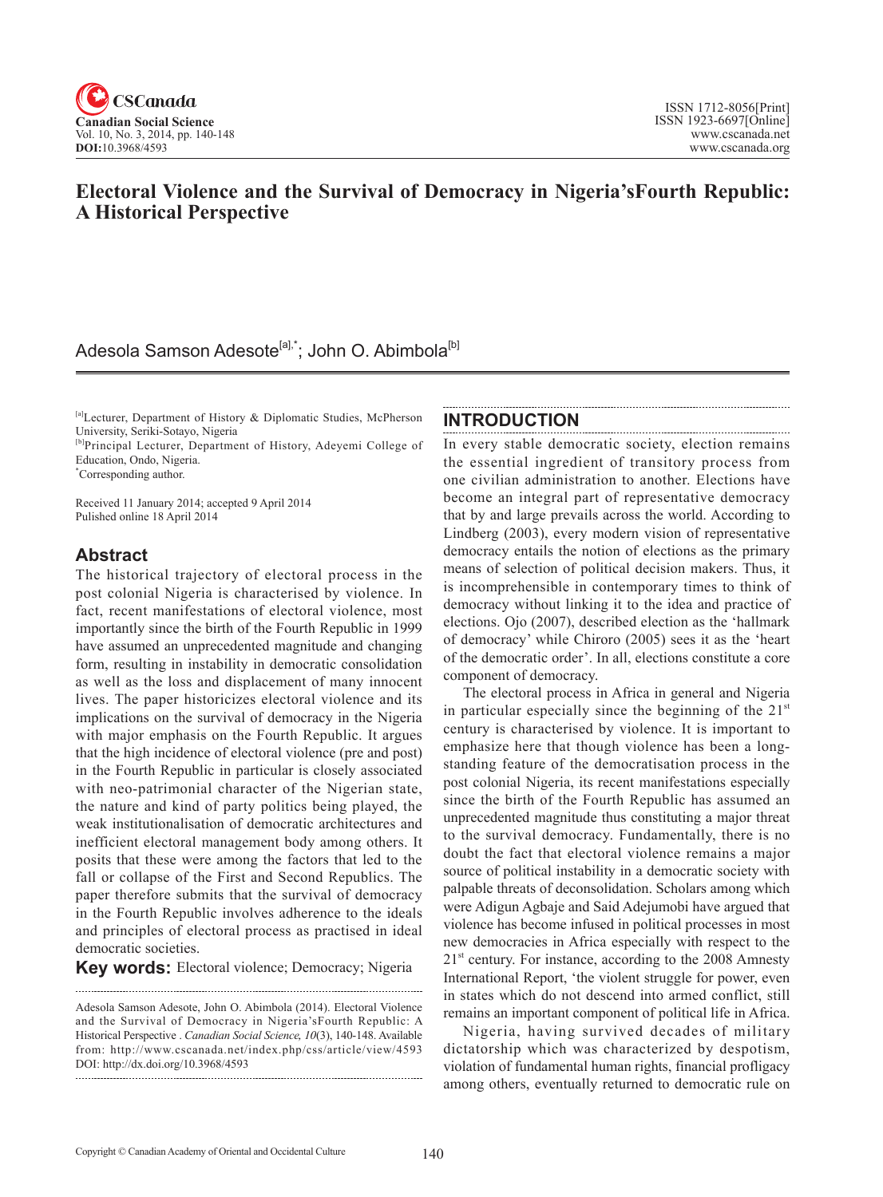# Electoral Violence and the Survival of Democracy in Nigeria'sFourth Republic: A Historical Perspective

Adesola Samson Adesote[a],*; John O. Abimbola[b]

[a]Lecturer, Department of History & Diplomatic Studies, McPherson University, Seriki-Sotayo, Nigeria
[b]Principal Lecturer, Department of History, Adeyemi College of Education, Ondo, Nigeria.
*Corresponding author.

Received 11 January 2014; accepted 9 April 2014
Pulished online 18 April 2014

## Abstract

The historical trajectory of electoral process in the post colonial Nigeria is characterised by violence. In fact, recent manifestations of electoral violence, most importantly since the birth of the Fourth Republic in 1999 have assumed an unprecedented magnitude and changing form, resulting in instability in democratic consolidation as well as the loss and displacement of many innocent lives. The paper historicizes electoral violence and its implications on the survival of democracy in the Nigeria with major emphasis on the Fourth Republic. It argues that the high incidence of electoral violence (pre and post) in the Fourth Republic in particular is closely associated with neo-patrimonial character of the Nigerian state, the nature and kind of party politics being played, the weak institutionalisation of democratic architectures and inefficient electoral management body among others. It posits that these were among the factors that led to the fall or collapse of the First and Second Republics. The paper therefore submits that the survival of democracy in the Fourth Republic involves adherence to the ideals and principles of electoral process as practised in ideal democratic societies.

**Key words:** Electoral violence; Democracy; Nigeria

Adesola Samson Adesote, John O. Abimbola (2014). Electoral Violence and the Survival of Democracy in Nigeria'sFourth Republic: A Historical Perspective . *Canadian Social Science, 10*(3), 140-148. Available from: http://www.cscanada.net/index.php/css/article/view/4593 DOI: http://dx.doi.org/10.3968/4593

## INTRODUCTION

In every stable democratic society, election remains the essential ingredient of transitory process from one civilian administration to another. Elections have become an integral part of representative democracy that by and large prevails across the world. According to Lindberg (2003), every modern vision of representative democracy entails the notion of elections as the primary means of selection of political decision makers. Thus, it is incomprehensible in contemporary times to think of democracy without linking it to the idea and practice of elections. Ojo (2007), described election as the 'hallmark of democracy' while Chiroro (2005) sees it as the 'heart of the democratic order'. In all, elections constitute a core component of democracy.

The electoral process in Africa in general and Nigeria in particular especially since the beginning of the 21st century is characterised by violence. It is important to emphasize here that though violence has been a long-standing feature of the democratisation process in the post colonial Nigeria, its recent manifestations especially since the birth of the Fourth Republic has assumed an unprecedented magnitude thus constituting a major threat to the survival democracy. Fundamentally, there is no doubt the fact that electoral violence remains a major source of political instability in a democratic society with palpable threats of deconsolidation. Scholars among which were Adigun Agbaje and Said Adejumobi have argued that violence has become infused in political processes in most new democracies in Africa especially with respect to the 21st century. For instance, according to the 2008 Amnesty International Report, 'the violent struggle for power, even in states which do not descend into armed conflict, still remains an important component of political life in Africa.

Nigeria, having survived decades of military dictatorship which was characterized by despotism, violation of fundamental human rights, financial profligacy among others, eventually returned to democratic rule on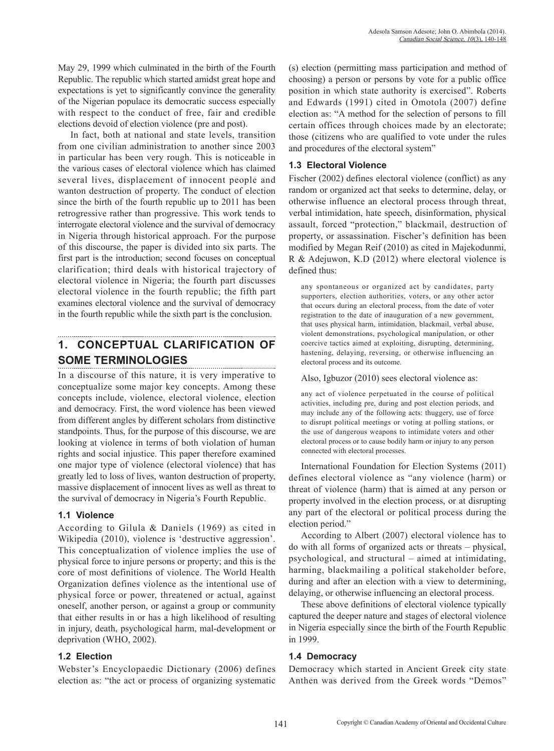May 29, 1999 which culminated in the birth of the Fourth Republic. The republic which started amidst great hope and expectations is yet to significantly convince the generality of the Nigerian populace its democratic success especially with respect to the conduct of free, fair and credible elections devoid of election violence (pre and post).

In fact, both at national and state levels, transition from one civilian administration to another since 2003 in particular has been very rough. This is noticeable in the various cases of electoral violence which has claimed several lives, displacement of innocent people and wanton destruction of property. The conduct of election since the birth of the fourth republic up to 2011 has been retrogressive rather than progressive. This work tends to interrogate electoral violence and the survival of democracy in Nigeria through historical approach. For the purpose of this discourse, the paper is divided into six parts. The first part is the introduction; second focuses on conceptual clarification; third deals with historical trajectory of electoral violence in Nigeria; the fourth part discusses electoral violence in the fourth republic; the fifth part examines electoral violence and the survival of democracy in the fourth republic while the sixth part is the conclusion.

## 1. CONCEPTUAL CLARIFICATION OF SOME TERMINOLOGIES

In a discourse of this nature, it is very imperative to conceptualize some major key concepts. Among these concepts include, violence, electoral violence, election and democracy. First, the word violence has been viewed from different angles by different scholars from distinctive standpoints. Thus, for the purpose of this discourse, we are looking at violence in terms of both violation of human rights and social injustice. This paper therefore examined one major type of violence (electoral violence) that has greatly led to loss of lives, wanton destruction of property, massive displacement of innocent lives as well as threat to the survival of democracy in Nigeria's Fourth Republic.

### 1.1 Violence

According to Gilula & Daniels (1969) as cited in Wikipedia (2010), violence is 'destructive aggression'. This conceptualization of violence implies the use of physical force to injure persons or property; and this is the core of most definitions of violence. The World Health Organization defines violence as the intentional use of physical force or power, threatened or actual, against oneself, another person, or against a group or community that either results in or has a high likelihood of resulting in injury, death, psychological harm, mal-development or deprivation (WHO, 2002).

### 1.2 Election

Webster's Encyclopaedic Dictionary (2006) defines election as: "the act or process of organizing systematic (s) election (permitting mass participation and method of choosing) a person or persons by vote for a public office position in which state authority is exercised". Roberts and Edwards (1991) cited in Omotola (2007) define election as: "A method for the selection of persons to fill certain offices through choices made by an electorate; those (citizens who are qualified to vote under the rules and procedures of the electoral system"

### 1.3 Electoral Violence

Fischer (2002) defines electoral violence (conflict) as any random or organized act that seeks to determine, delay, or otherwise influence an electoral process through threat, verbal intimidation, hate speech, disinformation, physical assault, forced "protection," blackmail, destruction of property, or assassination. Fischer's definition has been modified by Megan Reif (2010) as cited in Majekodunmi, R & Adejuwon, K.D (2012) where electoral violence is defined thus:

> any spontaneous or organized act by candidates, party supporters, election authorities, voters, or any other actor that occurs during an electoral process, from the date of voter registration to the date of inauguration of a new government, that uses physical harm, intimidation, blackmail, verbal abuse, violent demonstrations, psychological manipulation, or other coercive tactics aimed at exploiting, disrupting, determining, hastening, delaying, reversing, or otherwise influencing an electoral process and its outcome.

Also, Igbuzor (2010) sees electoral violence as:

> any act of violence perpetuated in the course of political activities, including pre, during and post election periods, and may include any of the following acts: thuggery, use of force to disrupt political meetings or voting at polling stations, or the use of dangerous weapons to intimidate voters and other electoral process or to cause bodily harm or injury to any person connected with electoral processes.

International Foundation for Election Systems (2011) defines electoral violence as "any violence (harm) or threat of violence (harm) that is aimed at any person or property involved in the election process, or at disrupting any part of the electoral or political process during the election period."

According to Albert (2007) electoral violence has to do with all forms of organized acts or threats – physical, psychological, and structural – aimed at intimidating, harming, blackmailing a political stakeholder before, during and after an election with a view to determining, delaying, or otherwise influencing an electoral process.

These above definitions of electoral violence typically captured the deeper nature and stages of electoral violence in Nigeria especially since the birth of the Fourth Republic in 1999.

### 1.4 Democracy

Democracy which started in Ancient Greek city state Anthen was derived from the Greek words "Demos"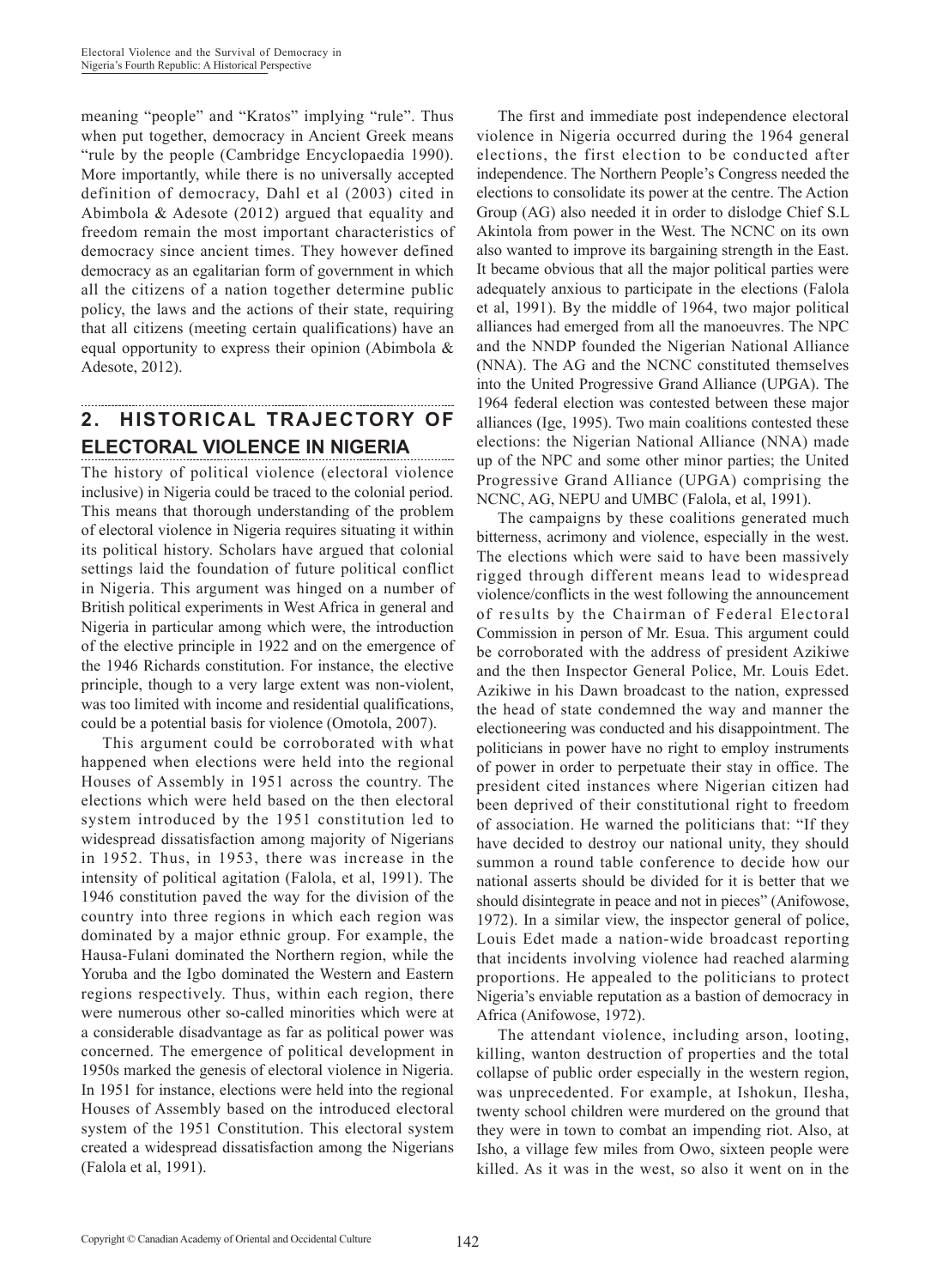meaning "people" and "Kratos" implying "rule". Thus when put together, democracy in Ancient Greek means "rule by the people (Cambridge Encyclopaedia 1990). More importantly, while there is no universally accepted definition of democracy, Dahl et al (2003) cited in Abimbola & Adesote (2012) argued that equality and freedom remain the most important characteristics of democracy since ancient times. They however defined democracy as an egalitarian form of government in which all the citizens of a nation together determine public policy, the laws and the actions of their state, requiring that all citizens (meeting certain qualifications) have an equal opportunity to express their opinion (Abimbola & Adesote, 2012).

## 2. HISTORICAL TRAJECTORY OF ELECTORAL VIOLENCE IN NIGERIA

The history of political violence (electoral violence inclusive) in Nigeria could be traced to the colonial period. This means that thorough understanding of the problem of electoral violence in Nigeria requires situating it within its political history. Scholars have argued that colonial settings laid the foundation of future political conflict in Nigeria. This argument was hinged on a number of British political experiments in West Africa in general and Nigeria in particular among which were, the introduction of the elective principle in 1922 and on the emergence of the 1946 Richards constitution. For instance, the elective principle, though to a very large extent was non-violent, was too limited with income and residential qualifications, could be a potential basis for violence (Omotola, 2007).

This argument could be corroborated with what happened when elections were held into the regional Houses of Assembly in 1951 across the country. The elections which were held based on the then electoral system introduced by the 1951 constitution led to widespread dissatisfaction among majority of Nigerians in 1952. Thus, in 1953, there was increase in the intensity of political agitation (Falola, et al, 1991). The 1946 constitution paved the way for the division of the country into three regions in which each region was dominated by a major ethnic group. For example, the Hausa-Fulani dominated the Northern region, while the Yoruba and the Igbo dominated the Western and Eastern regions respectively. Thus, within each region, there were numerous other so-called minorities which were at a considerable disadvantage as far as political power was concerned. The emergence of political development in 1950s marked the genesis of electoral violence in Nigeria. In 1951 for instance, elections were held into the regional Houses of Assembly based on the introduced electoral system of the 1951 Constitution. This electoral system created a widespread dissatisfaction among the Nigerians (Falola et al, 1991).

The first and immediate post independence electoral violence in Nigeria occurred during the 1964 general elections, the first election to be conducted after independence. The Northern People's Congress needed the elections to consolidate its power at the centre. The Action Group (AG) also needed it in order to dislodge Chief S.L Akintola from power in the West. The NCNC on its own also wanted to improve its bargaining strength in the East. It became obvious that all the major political parties were adequately anxious to participate in the elections (Falola et al, 1991). By the middle of 1964, two major political alliances had emerged from all the manoeuvres. The NPC and the NNDP founded the Nigerian National Alliance (NNA). The AG and the NCNC constituted themselves into the United Progressive Grand Alliance (UPGA). The 1964 federal election was contested between these major alliances (Ige, 1995). Two main coalitions contested these elections: the Nigerian National Alliance (NNA) made up of the NPC and some other minor parties; the United Progressive Grand Alliance (UPGA) comprising the NCNC, AG, NEPU and UMBC (Falola, et al, 1991).

The campaigns by these coalitions generated much bitterness, acrimony and violence, especially in the west. The elections which were said to have been massively rigged through different means lead to widespread violence/conflicts in the west following the announcement of results by the Chairman of Federal Electoral Commission in person of Mr. Esua. This argument could be corroborated with the address of president Azikiwe and the then Inspector General Police, Mr. Louis Edet. Azikiwe in his Dawn broadcast to the nation, expressed the head of state condemned the way and manner the electioneering was conducted and his disappointment. The politicians in power have no right to employ instruments of power in order to perpetuate their stay in office. The president cited instances where Nigerian citizen had been deprived of their constitutional right to freedom of association. He warned the politicians that: "If they have decided to destroy our national unity, they should summon a round table conference to decide how our national asserts should be divided for it is better that we should disintegrate in peace and not in pieces" (Anifowose, 1972). In a similar view, the inspector general of police, Louis Edet made a nation-wide broadcast reporting that incidents involving violence had reached alarming proportions. He appealed to the politicians to protect Nigeria's enviable reputation as a bastion of democracy in Africa (Anifowose, 1972).

The attendant violence, including arson, looting, killing, wanton destruction of properties and the total collapse of public order especially in the western region, was unprecedented. For example, at Ishokun, Ilesha, twenty school children were murdered on the ground that they were in town to combat an impending riot. Also, at Isho, a village few miles from Owo, sixteen people were killed. As it was in the west, so also it went on in the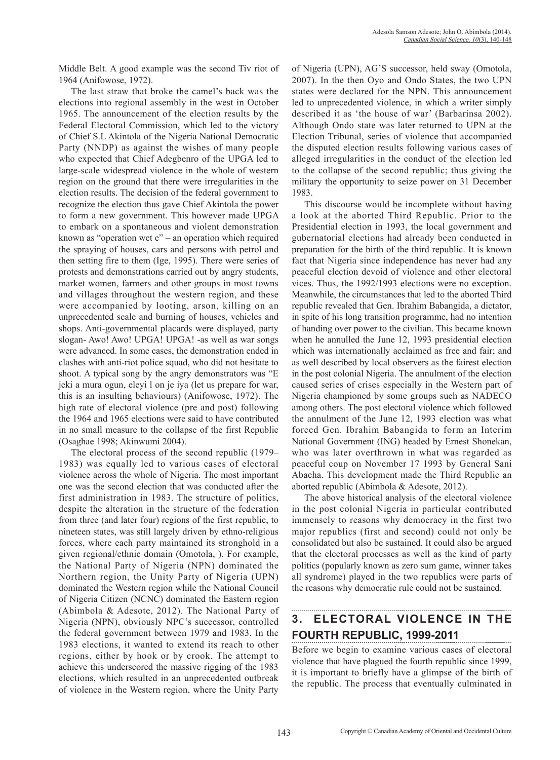Middle Belt. A good example was the second Tiv riot of 1964 (Anifowose, 1972).

The last straw that broke the camel's back was the elections into regional assembly in the west in October 1965. The announcement of the election results by the Federal Electoral Commission, which led to the victory of Chief S.L Akintola of the Nigeria National Democratic Party (NNDP) as against the wishes of many people who expected that Chief Adegbenro of the UPGA led to large-scale widespread violence in the whole of western region on the ground that there were irregularities in the election results. The decision of the federal government to recognize the election thus gave Chief Akintola the power to form a new government. This however made UPGA to embark on a spontaneous and violent demonstration known as "operation wet e" – an operation which required the spraying of houses, cars and persons with petrol and then setting fire to them (Ige, 1995). There were series of protests and demonstrations carried out by angry students, market women, farmers and other groups in most towns and villages throughout the western region, and these were accompanied by looting, arson, killing on an unprecedented scale and burning of houses, vehicles and shops. Anti-governmental placards were displayed, party slogan- Awo! Awo! UPGA! UPGA! -as well as war songs were advanced. In some cases, the demonstration ended in clashes with anti-riot police squad, who did not hesitate to shoot. A typical song by the angry demonstrators was "E jeki a mura ogun, eleyi l on je iya (let us prepare for war, this is an insulting behaviours) (Anifowose, 1972). The high rate of electoral violence (pre and post) following the 1964 and 1965 elections were said to have contributed in no small measure to the collapse of the first Republic (Osaghae 1998; Akinwumi 2004).

The electoral process of the second republic (1979–1983) was equally led to various cases of electoral violence across the whole of Nigeria. The most important one was the second election that was conducted after the first administration in 1983. The structure of politics, despite the alteration in the structure of the federation from three (and later four) regions of the first republic, to nineteen states, was still largely driven by ethno-religious forces, where each party maintained its stronghold in a given regional/ethnic domain (Omotola, ). For example, the National Party of Nigeria (NPN) dominated the Northern region, the Unity Party of Nigeria (UPN) dominated the Western region while the National Council of Nigeria Citizen (NCNC) dominated the Eastern region (Abimbola & Adesote, 2012). The National Party of Nigeria (NPN), obviously NPC's successor, controlled the federal government between 1979 and 1983. In the 1983 elections, it wanted to extend its reach to other regions, either by hook or by crook. The attempt to achieve this underscored the massive rigging of the 1983 elections, which resulted in an unprecedented outbreak of violence in the Western region, where the Unity Party of Nigeria (UPN), AG'S successor, held sway (Omotola, 2007). In the then Oyo and Ondo States, the two UPN states were declared for the NPN. This announcement led to unprecedented violence, in which a writer simply described it as 'the house of war' (Barbarinsa 2002). Although Ondo state was later returned to UPN at the Election Tribunal, series of violence that accompanied the disputed election results following various cases of alleged irregularities in the conduct of the election led to the collapse of the second republic; thus giving the military the opportunity to seize power on 31 December 1983.

This discourse would be incomplete without having a look at the aborted Third Republic. Prior to the Presidential election in 1993, the local government and gubernatorial elections had already been conducted in preparation for the birth of the third republic. It is known fact that Nigeria since independence has never had any peaceful election devoid of violence and other electoral vices. Thus, the 1992/1993 elections were no exception. Meanwhile, the circumstances that led to the aborted Third republic revealed that Gen. Ibrahim Babangida, a dictator, in spite of his long transition programme, had no intention of handing over power to the civilian. This became known when he annulled the June 12, 1993 presidential election which was internationally acclaimed as free and fair; and as well described by local observers as the fairest election in the post colonial Nigeria. The annulment of the election caused series of crises especially in the Western part of Nigeria championed by some groups such as NADECO among others. The post electoral violence which followed the annulment of the June 12, 1993 election was what forced Gen. Ibrahim Babangida to form an Interim National Government (ING) headed by Ernest Shonekan, who was later overthrown in what was regarded as peaceful coup on November 17 1993 by General Sani Abacha. This development made the Third Republic an aborted republic (Abimbola & Adesote, 2012).

The above historical analysis of the electoral violence in the post colonial Nigeria in particular contributed immensely to reasons why democracy in the first two major republics (first and second) could not only be consolidated but also be sustained. It could also be argued that the electoral processes as well as the kind of party politics (popularly known as zero sum game, winner takes all syndrome) played in the two republics were parts of the reasons why democratic rule could not be sustained.

## 3. ELECTORAL VIOLENCE IN THE FOURTH REPUBLIC, 1999-2011

Before we begin to examine various cases of electoral violence that have plagued the fourth republic since 1999, it is important to briefly have a glimpse of the birth of the republic. The process that eventually culminated in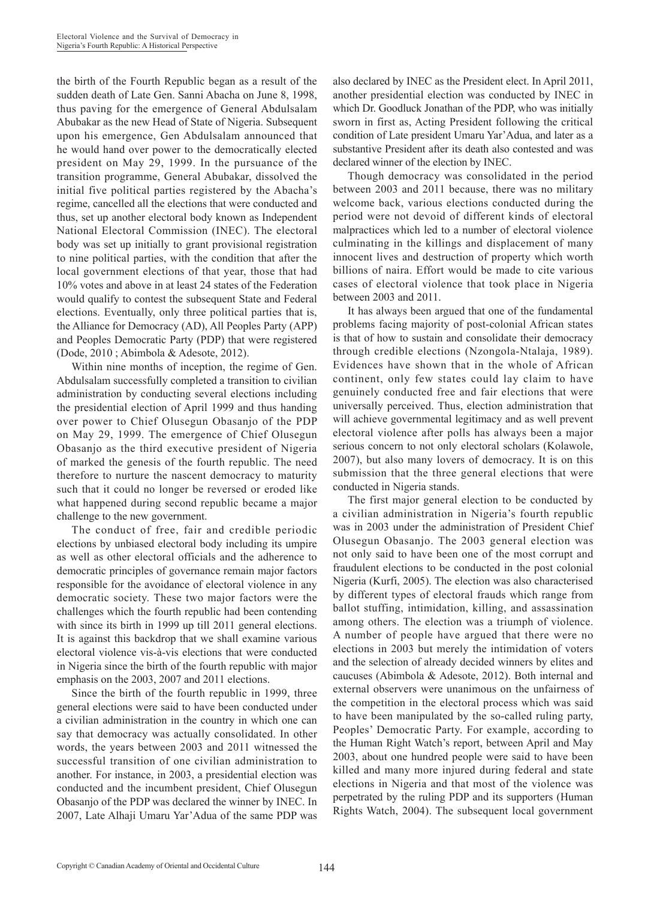the birth of the Fourth Republic began as a result of the sudden death of Late Gen. Sanni Abacha on June 8, 1998, thus paving for the emergence of General Abdulsalam Abubakar as the new Head of State of Nigeria. Subsequent upon his emergence, Gen Abdulsalam announced that he would hand over power to the democratically elected president on May 29, 1999. In the pursuance of the transition programme, General Abubakar, dissolved the initial five political parties registered by the Abacha's regime, cancelled all the elections that were conducted and thus, set up another electoral body known as Independent National Electoral Commission (INEC). The electoral body was set up initially to grant provisional registration to nine political parties, with the condition that after the local government elections of that year, those that had 10% votes and above in at least 24 states of the Federation would qualify to contest the subsequent State and Federal elections. Eventually, only three political parties that is, the Alliance for Democracy (AD), All Peoples Party (APP) and Peoples Democratic Party (PDP) that were registered (Dode, 2010 ; Abimbola & Adesote, 2012).

Within nine months of inception, the regime of Gen. Abdulsalam successfully completed a transition to civilian administration by conducting several elections including the presidential election of April 1999 and thus handing over power to Chief Olusegun Obasanjo of the PDP on May 29, 1999. The emergence of Chief Olusegun Obasanjo as the third executive president of Nigeria of marked the genesis of the fourth republic. The need therefore to nurture the nascent democracy to maturity such that it could no longer be reversed or eroded like what happened during second republic became a major challenge to the new government.

The conduct of free, fair and credible periodic elections by unbiased electoral body including its umpire as well as other electoral officials and the adherence to democratic principles of governance remain major factors responsible for the avoidance of electoral violence in any democratic society. These two major factors were the challenges which the fourth republic had been contending with since its birth in 1999 up till 2011 general elections. It is against this backdrop that we shall examine various electoral violence vis-à-vis elections that were conducted in Nigeria since the birth of the fourth republic with major emphasis on the 2003, 2007 and 2011 elections.

Since the birth of the fourth republic in 1999, three general elections were said to have been conducted under a civilian administration in the country in which one can say that democracy was actually consolidated. In other words, the years between 2003 and 2011 witnessed the successful transition of one civilian administration to another. For instance, in 2003, a presidential election was conducted and the incumbent president, Chief Olusegun Obasanjo of the PDP was declared the winner by INEC. In 2007, Late Alhaji Umaru Yar'Adua of the same PDP was also declared by INEC as the President elect. In April 2011, another presidential election was conducted by INEC in which Dr. Goodluck Jonathan of the PDP, who was initially sworn in first as, Acting President following the critical condition of Late president Umaru Yar'Adua, and later as a substantive President after its death also contested and was declared winner of the election by INEC.

Though democracy was consolidated in the period between 2003 and 2011 because, there was no military welcome back, various elections conducted during the period were not devoid of different kinds of electoral malpractices which led to a number of electoral violence culminating in the killings and displacement of many innocent lives and destruction of property which worth billions of naira. Effort would be made to cite various cases of electoral violence that took place in Nigeria between 2003 and 2011.

It has always been argued that one of the fundamental problems facing majority of post-colonial African states is that of how to sustain and consolidate their democracy through credible elections (Nzongola-Ntalaja, 1989). Evidences have shown that in the whole of African continent, only few states could lay claim to have genuinely conducted free and fair elections that were universally perceived. Thus, election administration that will achieve governmental legitimacy and as well prevent electoral violence after polls has always been a major serious concern to not only electoral scholars (Kolawole, 2007), but also many lovers of democracy. It is on this submission that the three general elections that were conducted in Nigeria stands.

The first major general election to be conducted by a civilian administration in Nigeria's fourth republic was in 2003 under the administration of President Chief Olusegun Obasanjo. The 2003 general election was not only said to have been one of the most corrupt and fraudulent elections to be conducted in the post colonial Nigeria (Kurfi, 2005). The election was also characterised by different types of electoral frauds which range from ballot stuffing, intimidation, killing, and assassination among others. The election was a triumph of violence. A number of people have argued that there were no elections in 2003 but merely the intimidation of voters and the selection of already decided winners by elites and caucuses (Abimbola & Adesote, 2012). Both internal and external observers were unanimous on the unfairness of the competition in the electoral process which was said to have been manipulated by the so-called ruling party, Peoples' Democratic Party. For example, according to the Human Right Watch's report, between April and May 2003, about one hundred people were said to have been killed and many more injured during federal and state elections in Nigeria and that most of the violence was perpetrated by the ruling PDP and its supporters (Human Rights Watch, 2004). The subsequent local government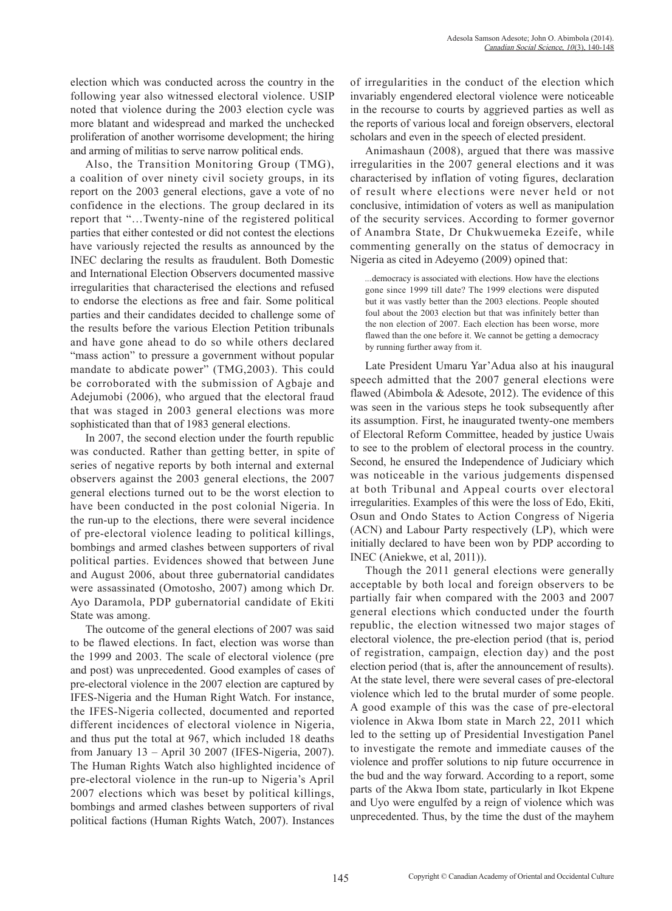election which was conducted across the country in the following year also witnessed electoral violence. USIP noted that violence during the 2003 election cycle was more blatant and widespread and marked the unchecked proliferation of another worrisome development; the hiring and arming of militias to serve narrow political ends.

Also, the Transition Monitoring Group (TMG), a coalition of over ninety civil society groups, in its report on the 2003 general elections, gave a vote of no confidence in the elections. The group declared in its report that "…Twenty-nine of the registered political parties that either contested or did not contest the elections have variously rejected the results as announced by the INEC declaring the results as fraudulent. Both Domestic and International Election Observers documented massive irregularities that characterised the elections and refused to endorse the elections as free and fair. Some political parties and their candidates decided to challenge some of the results before the various Election Petition tribunals and have gone ahead to do so while others declared "mass action" to pressure a government without popular mandate to abdicate power" (TMG,2003). This could be corroborated with the submission of Agbaje and Adejumobi (2006), who argued that the electoral fraud that was staged in 2003 general elections was more sophisticated than that of 1983 general elections.

In 2007, the second election under the fourth republic was conducted. Rather than getting better, in spite of series of negative reports by both internal and external observers against the 2003 general elections, the 2007 general elections turned out to be the worst election to have been conducted in the post colonial Nigeria. In the run-up to the elections, there were several incidence of pre-electoral violence leading to political killings, bombings and armed clashes between supporters of rival political parties. Evidences showed that between June and August 2006, about three gubernatorial candidates were assassinated (Omotosho, 2007) among which Dr. Ayo Daramola, PDP gubernatorial candidate of Ekiti State was among.

The outcome of the general elections of 2007 was said to be flawed elections. In fact, election was worse than the 1999 and 2003. The scale of electoral violence (pre and post) was unprecedented. Good examples of cases of pre-electoral violence in the 2007 election are captured by IFES-Nigeria and the Human Right Watch. For instance, the IFES-Nigeria collected, documented and reported different incidences of electoral violence in Nigeria, and thus put the total at 967, which included 18 deaths from January 13 – April 30 2007 (IFES-Nigeria, 2007). The Human Rights Watch also highlighted incidence of pre-electoral violence in the run-up to Nigeria's April 2007 elections which was beset by political killings, bombings and armed clashes between supporters of rival political factions (Human Rights Watch, 2007). Instances of irregularities in the conduct of the election which invariably engendered electoral violence were noticeable in the recourse to courts by aggrieved parties as well as the reports of various local and foreign observers, electoral scholars and even in the speech of elected president.

Animashaun (2008), argued that there was massive irregularities in the 2007 general elections and it was characterised by inflation of voting figures, declaration of result where elections were never held or not conclusive, intimidation of voters as well as manipulation of the security services. According to former governor of Anambra State, Dr Chukwuemeka Ezeife, while commenting generally on the status of democracy in Nigeria as cited in Adeyemo (2009) opined that:

> ...democracy is associated with elections. How have the elections gone since 1999 till date? The 1999 elections were disputed but it was vastly better than the 2003 elections. People shouted foul about the 2003 election but that was infinitely better than the non election of 2007. Each election has been worse, more flawed than the one before it. We cannot be getting a democracy by running further away from it.

Late President Umaru Yar'Adua also at his inaugural speech admitted that the 2007 general elections were flawed (Abimbola & Adesote, 2012). The evidence of this was seen in the various steps he took subsequently after its assumption. First, he inaugurated twenty-one members of Electoral Reform Committee, headed by justice Uwais to see to the problem of electoral process in the country. Second, he ensured the Independence of Judiciary which was noticeable in the various judgements dispensed at both Tribunal and Appeal courts over electoral irregularities. Examples of this were the loss of Edo, Ekiti, Osun and Ondo States to Action Congress of Nigeria (ACN) and Labour Party respectively (LP), which were initially declared to have been won by PDP according to INEC (Aniekwe, et al, 2011)).

Though the 2011 general elections were generally acceptable by both local and foreign observers to be partially fair when compared with the 2003 and 2007 general elections which conducted under the fourth republic, the election witnessed two major stages of electoral violence, the pre-election period (that is, period of registration, campaign, election day) and the post election period (that is, after the announcement of results). At the state level, there were several cases of pre-electoral violence which led to the brutal murder of some people. A good example of this was the case of pre-electoral violence in Akwa Ibom state in March 22, 2011 which led to the setting up of Presidential Investigation Panel to investigate the remote and immediate causes of the violence and proffer solutions to nip future occurrence in the bud and the way forward. According to a report, some parts of the Akwa Ibom state, particularly in Ikot Ekpene and Uyo were engulfed by a reign of violence which was unprecedented. Thus, by the time the dust of the mayhem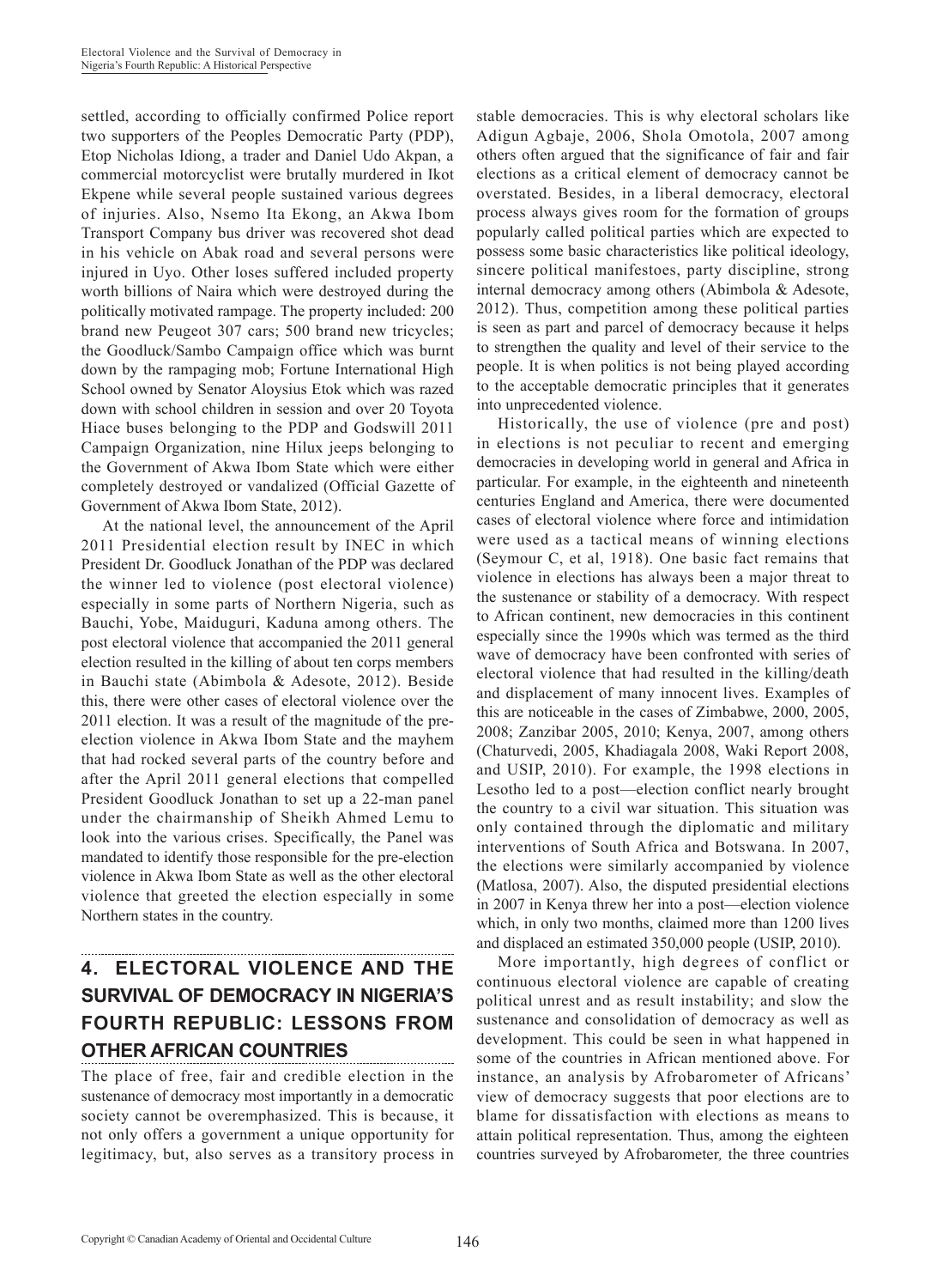settled, according to officially confirmed Police report two supporters of the Peoples Democratic Party (PDP), Etop Nicholas Idiong, a trader and Daniel Udo Akpan, a commercial motorcyclist were brutally murdered in Ikot Ekpene while several people sustained various degrees of injuries. Also, Nsemo Ita Ekong, an Akwa Ibom Transport Company bus driver was recovered shot dead in his vehicle on Abak road and several persons were injured in Uyo. Other loses suffered included property worth billions of Naira which were destroyed during the politically motivated rampage. The property included: 200 brand new Peugeot 307 cars; 500 brand new tricycles; the Goodluck/Sambo Campaign office which was burnt down by the rampaging mob; Fortune International High School owned by Senator Aloysius Etok which was razed down with school children in session and over 20 Toyota Hiace buses belonging to the PDP and Godswill 2011 Campaign Organization, nine Hilux jeeps belonging to the Government of Akwa Ibom State which were either completely destroyed or vandalized (Official Gazette of Government of Akwa Ibom State, 2012).

At the national level, the announcement of the April 2011 Presidential election result by INEC in which President Dr. Goodluck Jonathan of the PDP was declared the winner led to violence (post electoral violence) especially in some parts of Northern Nigeria, such as Bauchi, Yobe, Maiduguri, Kaduna among others. The post electoral violence that accompanied the 2011 general election resulted in the killing of about ten corps members in Bauchi state (Abimbola & Adesote, 2012). Beside this, there were other cases of electoral violence over the 2011 election. It was a result of the magnitude of the pre-election violence in Akwa Ibom State and the mayhem that had rocked several parts of the country before and after the April 2011 general elections that compelled President Goodluck Jonathan to set up a 22-man panel under the chairmanship of Sheikh Ahmed Lemu to look into the various crises. Specifically, the Panel was mandated to identify those responsible for the pre-election violence in Akwa Ibom State as well as the other electoral violence that greeted the election especially in some Northern states in the country.

## 4. ELECTORAL VIOLENCE AND THE SURVIVAL OF DEMOCRACY IN NIGERIA'S FOURTH REPUBLIC: LESSONS FROM OTHER AFRICAN COUNTRIES

The place of free, fair and credible election in the sustenance of democracy most importantly in a democratic society cannot be overemphasized. This is because, it not only offers a government a unique opportunity for legitimacy, but, also serves as a transitory process in stable democracies. This is why electoral scholars like Adigun Agbaje, 2006, Shola Omotola, 2007 among others often argued that the significance of fair and fair elections as a critical element of democracy cannot be overstated. Besides, in a liberal democracy, electoral process always gives room for the formation of groups popularly called political parties which are expected to possess some basic characteristics like political ideology, sincere political manifestoes, party discipline, strong internal democracy among others (Abimbola & Adesote, 2012). Thus, competition among these political parties is seen as part and parcel of democracy because it helps to strengthen the quality and level of their service to the people. It is when politics is not being played according to the acceptable democratic principles that it generates into unprecedented violence.

Historically, the use of violence (pre and post) in elections is not peculiar to recent and emerging democracies in developing world in general and Africa in particular. For example, in the eighteenth and nineteenth centuries England and America, there were documented cases of electoral violence where force and intimidation were used as a tactical means of winning elections (Seymour C, et al, 1918). One basic fact remains that violence in elections has always been a major threat to the sustenance or stability of a democracy. With respect to African continent, new democracies in this continent especially since the 1990s which was termed as the third wave of democracy have been confronted with series of electoral violence that had resulted in the killing/death and displacement of many innocent lives. Examples of this are noticeable in the cases of Zimbabwe, 2000, 2005, 2008; Zanzibar 2005, 2010; Kenya, 2007, among others (Chaturvedi, 2005, Khadiagala 2008, Waki Report 2008, and USIP, 2010). For example, the 1998 elections in Lesotho led to a post—election conflict nearly brought the country to a civil war situation. This situation was only contained through the diplomatic and military interventions of South Africa and Botswana. In 2007, the elections were similarly accompanied by violence (Matlosa, 2007). Also, the disputed presidential elections in 2007 in Kenya threw her into a post—election violence which, in only two months, claimed more than 1200 lives and displaced an estimated 350,000 people (USIP, 2010).

More importantly, high degrees of conflict or continuous electoral violence are capable of creating political unrest and as result instability; and slow the sustenance and consolidation of democracy as well as development. This could be seen in what happened in some of the countries in African mentioned above. For instance, an analysis by Afrobarometer of Africans' view of democracy suggests that poor elections are to blame for dissatisfaction with elections as means to attain political representation. Thus, among the eighteen countries surveyed by Afrobarometer*,* the three countries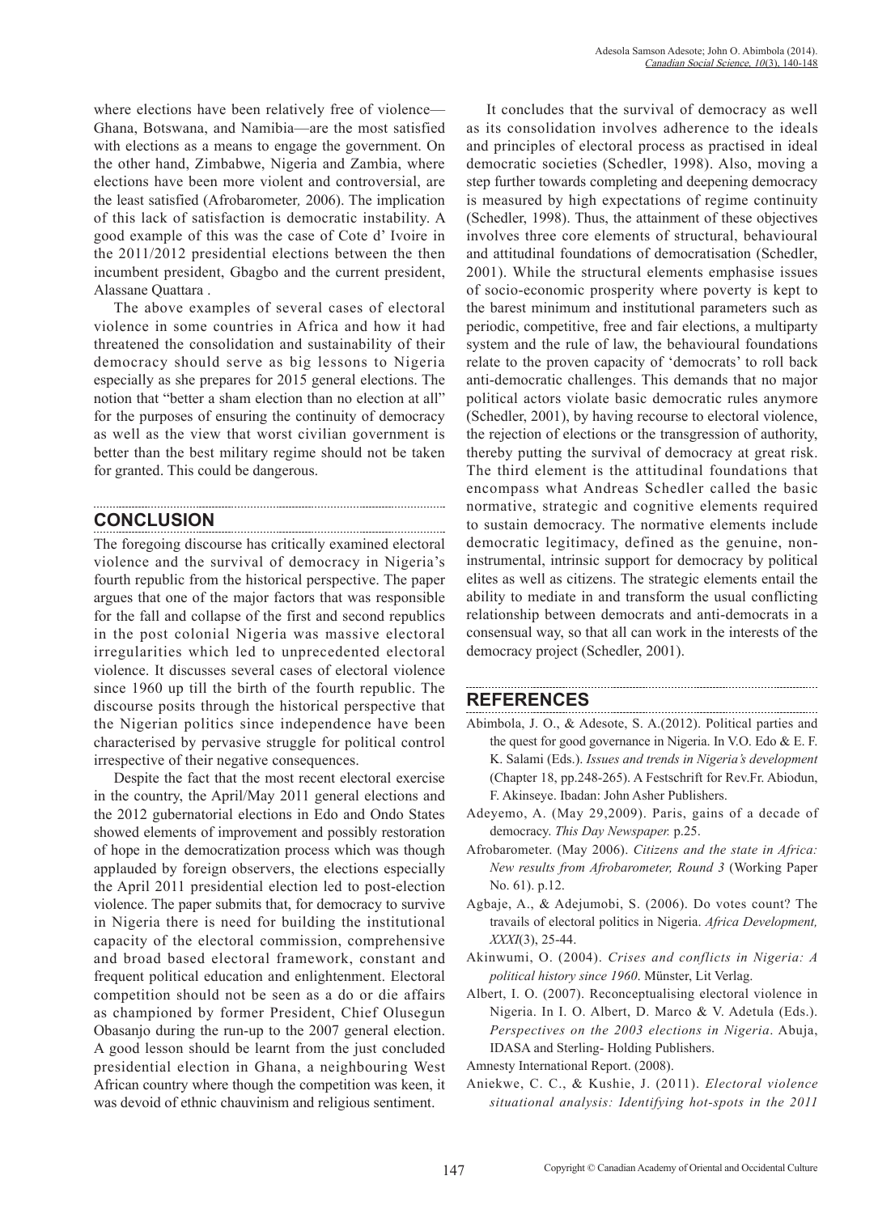where elections have been relatively free of violence—Ghana, Botswana, and Namibia—are the most satisfied with elections as a means to engage the government. On the other hand, Zimbabwe, Nigeria and Zambia, where elections have been more violent and controversial, are the least satisfied (Afrobarometer*,* 2006). The implication of this lack of satisfaction is democratic instability. A good example of this was the case of Cote d' Ivoire in the 2011/2012 presidential elections between the then incumbent president, Gbagbo and the current president, Alassane Quattara .

The above examples of several cases of electoral violence in some countries in Africa and how it had threatened the consolidation and sustainability of their democracy should serve as big lessons to Nigeria especially as she prepares for 2015 general elections. The notion that "better a sham election than no election at all" for the purposes of ensuring the continuity of democracy as well as the view that worst civilian government is better than the best military regime should not be taken for granted. This could be dangerous.

## CONCLUSION

The foregoing discourse has critically examined electoral violence and the survival of democracy in Nigeria's fourth republic from the historical perspective. The paper argues that one of the major factors that was responsible for the fall and collapse of the first and second republics in the post colonial Nigeria was massive electoral irregularities which led to unprecedented electoral violence. It discusses several cases of electoral violence since 1960 up till the birth of the fourth republic. The discourse posits through the historical perspective that the Nigerian politics since independence have been characterised by pervasive struggle for political control irrespective of their negative consequences.

Despite the fact that the most recent electoral exercise in the country, the April/May 2011 general elections and the 2012 gubernatorial elections in Edo and Ondo States showed elements of improvement and possibly restoration of hope in the democratization process which was though applauded by foreign observers, the elections especially the April 2011 presidential election led to post-election violence. The paper submits that, for democracy to survive in Nigeria there is need for building the institutional capacity of the electoral commission, comprehensive and broad based electoral framework, constant and frequent political education and enlightenment. Electoral competition should not be seen as a do or die affairs as championed by former President, Chief Olusegun Obasanjo during the run-up to the 2007 general election. A good lesson should be learnt from the just concluded presidential election in Ghana, a neighbouring West African country where though the competition was keen, it was devoid of ethnic chauvinism and religious sentiment.

It concludes that the survival of democracy as well as its consolidation involves adherence to the ideals and principles of electoral process as practised in ideal democratic societies (Schedler, 1998). Also, moving a step further towards completing and deepening democracy is measured by high expectations of regime continuity (Schedler, 1998). Thus, the attainment of these objectives involves three core elements of structural, behavioural and attitudinal foundations of democratisation (Schedler, 2001). While the structural elements emphasise issues of socio-economic prosperity where poverty is kept to the barest minimum and institutional parameters such as periodic, competitive, free and fair elections, a multiparty system and the rule of law, the behavioural foundations relate to the proven capacity of 'democrats' to roll back anti-democratic challenges. This demands that no major political actors violate basic democratic rules anymore (Schedler, 2001), by having recourse to electoral violence, the rejection of elections or the transgression of authority, thereby putting the survival of democracy at great risk. The third element is the attitudinal foundations that encompass what Andreas Schedler called the basic normative, strategic and cognitive elements required to sustain democracy. The normative elements include democratic legitimacy, defined as the genuine, non-instrumental, intrinsic support for democracy by political elites as well as citizens. The strategic elements entail the ability to mediate in and transform the usual conflicting relationship between democrats and anti-democrats in a consensual way, so that all can work in the interests of the democracy project (Schedler, 2001).

## REFERENCES

Abimbola, J. O., & Adesote, S. A.(2012). Political parties and the quest for good governance in Nigeria. In V.O. Edo & E. F. K. Salami (Eds.). *Issues and trends in Nigeria's development* (Chapter 18, pp.248-265). A Festschrift for Rev.Fr. Abiodun, F. Akinseye. Ibadan: John Asher Publishers.

Adeyemo, A. (May 29,2009). Paris, gains of a decade of democracy. *This Day Newspaper.* p.25.

Afrobarometer. (May 2006). *Citizens and the state in Africa: New results from Afrobarometer, Round 3* (Working Paper No. 61). p.12.

Agbaje, A., & Adejumobi, S. (2006). Do votes count? The travails of electoral politics in Nigeria. *Africa Development, XXXI*(3), 25-44.

Akinwumi, O. (2004). *Crises and conflicts in Nigeria: A political history since 1960*. Münster, Lit Verlag.

Albert, I. O. (2007). Reconceptualising electoral violence in Nigeria. In I. O. Albert, D. Marco & V. Adetula (Eds.). *Perspectives on the 2003 elections in Nigeria*. Abuja, IDASA and Sterling- Holding Publishers.

Amnesty International Report. (2008).

Aniekwe, C. C., & Kushie, J. (2011). *Electoral violence situational analysis: Identifying hot-spots in the 2011*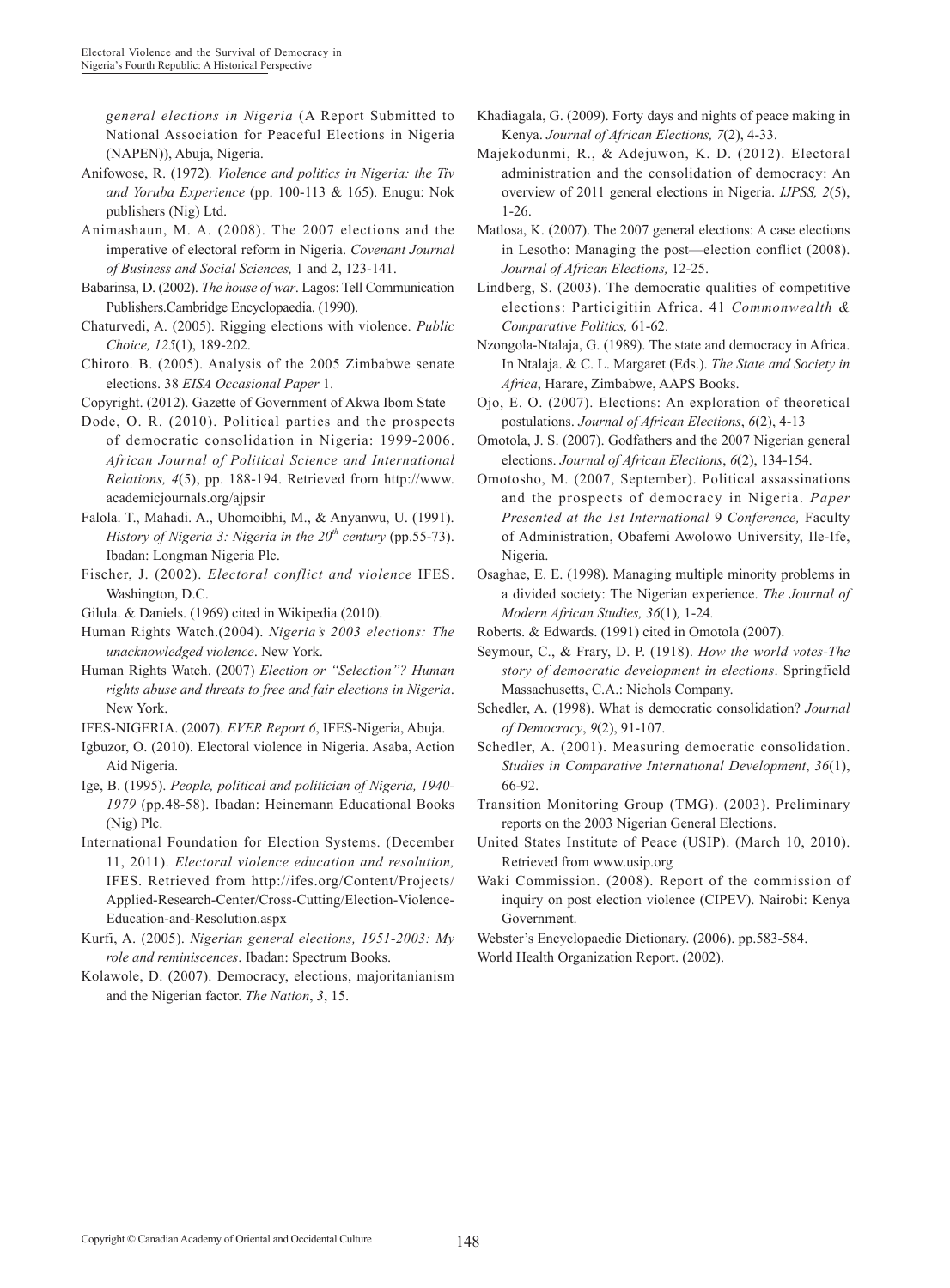*general elections in Nigeria* (A Report Submitted to National Association for Peaceful Elections in Nigeria (NAPEN)), Abuja, Nigeria.

Anifowose, R. (1972). *Violence and politics in Nigeria: the Tiv and Yoruba Experience* (pp. 100-113 & 165). Enugu: Nok publishers (Nig) Ltd.

Animashaun, M. A. (2008). The 2007 elections and the imperative of electoral reform in Nigeria. *Covenant Journal of Business and Social Sciences,* 1 and 2, 123-141.

Babarinsa, D. (2002). *The house of war*. Lagos: Tell Communication Publishers.Cambridge Encyclopaedia. (1990).

Chaturvedi, A. (2005). Rigging elections with violence. *Public Choice, 125*(1), 189-202.

Chiroro. B. (2005). Analysis of the 2005 Zimbabwe senate elections. 38 *EISA Occasional Paper* 1.

Copyright. (2012). Gazette of Government of Akwa Ibom State

Dode, O. R. (2010). Political parties and the prospects of democratic consolidation in Nigeria: 1999-2006. *African Journal of Political Science and International Relations, 4*(5), pp. 188-194. Retrieved from http://www.academicjournals.org/ajpsir

Falola. T., Mahadi. A., Uhomoibhi, M., & Anyanwu, U. (1991). *History of Nigeria 3: Nigeria in the 20th century* (pp.55-73). Ibadan: Longman Nigeria Plc.

Fischer, J. (2002). *Electoral conflict and violence* IFES. Washington, D.C.

Gilula. & Daniels. (1969) cited in Wikipedia (2010).

Human Rights Watch.(2004). *Nigeria's 2003 elections: The unacknowledged violence*. New York.

Human Rights Watch. (2007) *Election or "Selection"? Human rights abuse and threats to free and fair elections in Nigeria*. New York.

IFES-NIGERIA. (2007). *EVER Report 6*, IFES-Nigeria, Abuja.

Igbuzor, O. (2010). Electoral violence in Nigeria. Asaba, Action Aid Nigeria.

Ige, B. (1995). *People, political and politician of Nigeria, 1940-1979* (pp.48-58). Ibadan: Heinemann Educational Books (Nig) Plc.

International Foundation for Election Systems. (December 11, 2011). *Electoral violence education and resolution,* IFES. Retrieved from http://ifes.org/Content/Projects/Applied-Research-Center/Cross-Cutting/Election-Violence-Education-and-Resolution.aspx

Kurfi, A. (2005). *Nigerian general elections, 1951-2003: My role and reminiscences*. Ibadan: Spectrum Books.

Kolawole, D. (2007). Democracy, elections, majoritanianism and the Nigerian factor. *The Nation*, *3*, 15.

Khadiagala, G. (2009). Forty days and nights of peace making in Kenya. *Journal of African Elections, 7*(2), 4-33.

Majekodunmi, R., & Adejuwon, K. D. (2012). Electoral administration and the consolidation of democracy: An overview of 2011 general elections in Nigeria. *IJPSS, 2*(5), 1-26.

Matlosa, K. (2007). The 2007 general elections: A case elections in Lesotho: Managing the post—election conflict (2008). *Journal of African Elections,* 12-25.

Lindberg, S. (2003). The democratic qualities of competitive elections: Particigitiin Africa. 41 *Commonwealth & Comparative Politics,* 61-62.

Nzongola-Ntalaja, G. (1989). The state and democracy in Africa. In Ntalaja. & C. L. Margaret (Eds.). *The State and Society in Africa*, Harare, Zimbabwe, AAPS Books.

Ojo, E. O. (2007). Elections: An exploration of theoretical postulations. *Journal of African Elections*, *6*(2), 4-13

Omotola, J. S. (2007). Godfathers and the 2007 Nigerian general elections. *Journal of African Elections*, *6*(2), 134-154.

Omotosho, M. (2007, September). Political assassinations and the prospects of democracy in Nigeria. *Paper Presented at the 1st International* 9 *Conference,* Faculty of Administration, Obafemi Awolowo University, Ile-Ife, Nigeria.

Osaghae, E. E. (1998). Managing multiple minority problems in a divided society: The Nigerian experience. *The Journal of Modern African Studies, 36*(1)*,* 1-24*.*

Roberts. & Edwards. (1991) cited in Omotola (2007).

Seymour, C., & Frary, D. P. (1918). *How the world votes-The story of democratic development in elections*. Springfield Massachusetts, C.A.: Nichols Company.

Schedler, A. (1998). What is democratic consolidation? *Journal of Democracy*, *9*(2), 91-107.

Schedler, A. (2001). Measuring democratic consolidation. *Studies in Comparative International Development*, *36*(1), 66-92.

Transition Monitoring Group (TMG). (2003). Preliminary reports on the 2003 Nigerian General Elections.

United States Institute of Peace (USIP). (March 10, 2010). Retrieved from www.usip.org

Waki Commission. (2008). Report of the commission of inquiry on post election violence (CIPEV). Nairobi: Kenya Government.

Webster's Encyclopaedic Dictionary. (2006). pp.583-584.

World Health Organization Report. (2002).